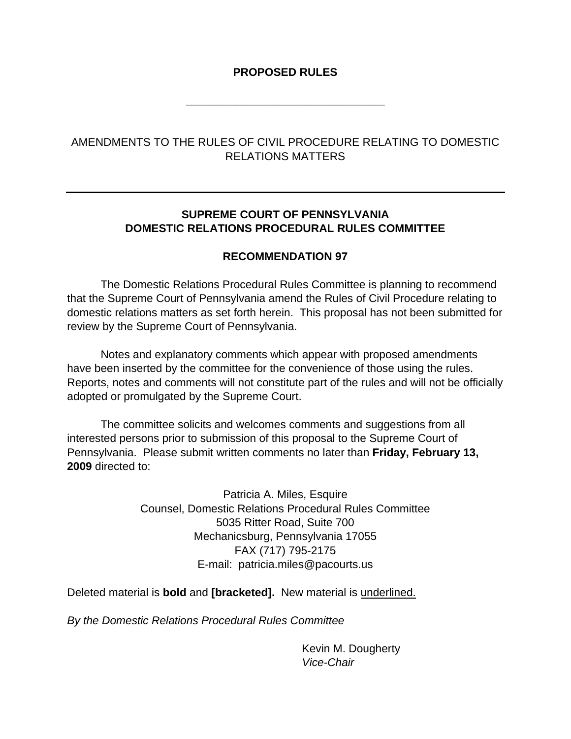**PROPOSED RULES**

---

AMENDMENTS TO THE RULES OF CIVIL PROCEDURE RELATING TO DOMESTIC RELATIONS MATTERS

---

**SUPREME COURT OF PENNSYLVANIA**
**DOMESTIC RELATIONS PROCEDURAL RULES COMMITTEE**

**RECOMMENDATION 97**

The Domestic Relations Procedural Rules Committee is planning to recommend that the Supreme Court of Pennsylvania amend the Rules of Civil Procedure relating to domestic relations matters as set forth herein. This proposal has not been submitted for review by the Supreme Court of Pennsylvania.

Notes and explanatory comments which appear with proposed amendments have been inserted by the committee for the convenience of those using the rules. Reports, notes and comments will not constitute part of the rules and will not be officially adopted or promulgated by the Supreme Court.

The committee solicits and welcomes comments and suggestions from all interested persons prior to submission of this proposal to the Supreme Court of Pennsylvania. Please submit written comments no later than **Friday, February 13, 2009** directed to:

Patricia A. Miles, Esquire
Counsel, Domestic Relations Procedural Rules Committee
5035 Ritter Road, Suite 700
Mechanicsburg, Pennsylvania 17055
FAX (717) 795-2175
E-mail: patricia.miles@pacourts.us

Deleted material is **bold** and **[bracketed].** New material is <u>underlined.</u>

*By the Domestic Relations Procedural Rules Committee*

Kevin M. Dougherty
*Vice-Chair*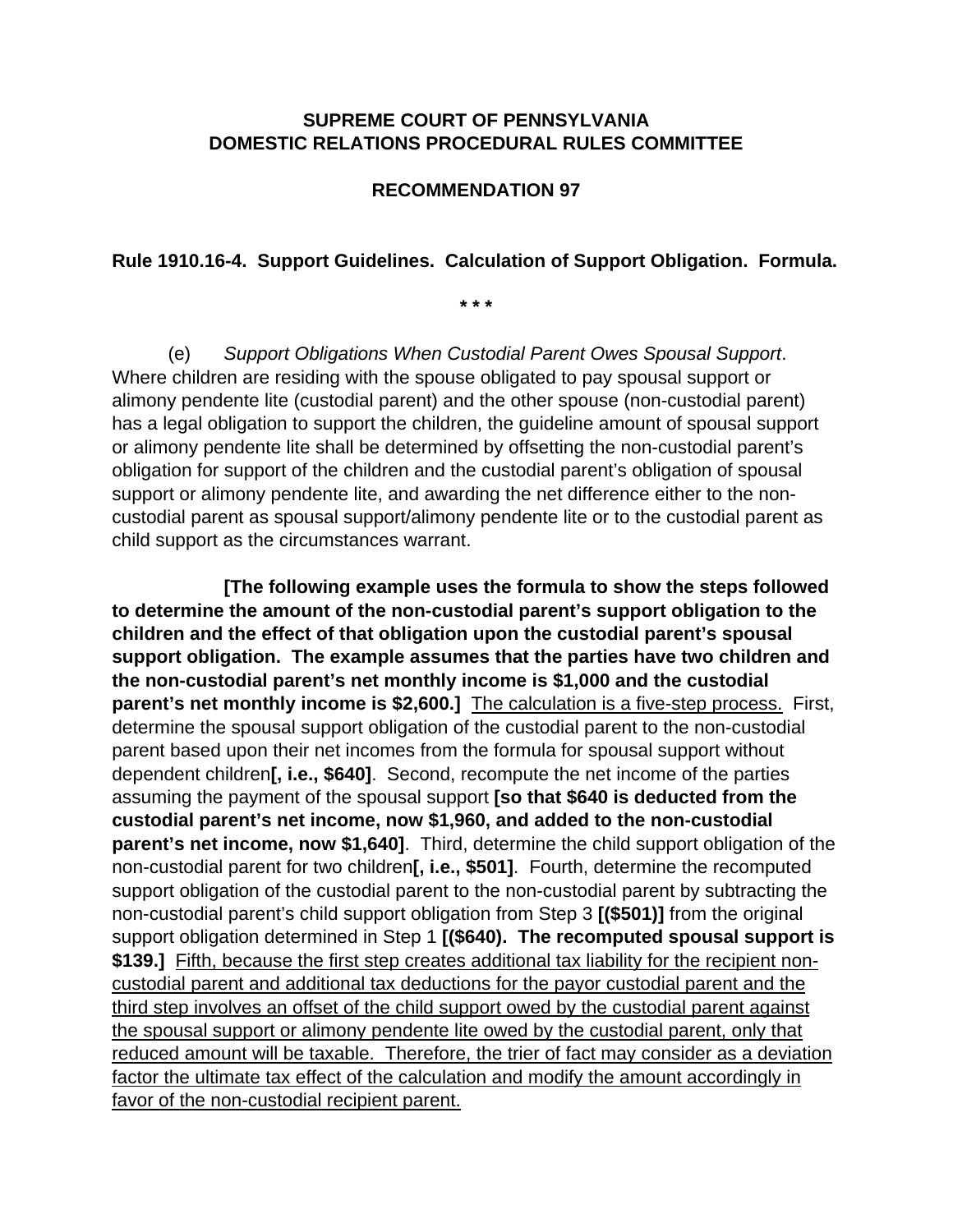**SUPREME COURT OF PENNSYLVANIA**
**DOMESTIC RELATIONS PROCEDURAL RULES COMMITTEE**

**RECOMMENDATION 97**

**Rule 1910.16-4. Support Guidelines. Calculation of Support Obligation. Formula.**

\* \* \*

(e) *Support Obligations When Custodial Parent Owes Spousal Support*. Where children are residing with the spouse obligated to pay spousal support or alimony pendente lite (custodial parent) and the other spouse (non-custodial parent) has a legal obligation to support the children, the guideline amount of spousal support or alimony pendente lite shall be determined by offsetting the non-custodial parent's obligation for support of the children and the custodial parent's obligation of spousal support or alimony pendente lite, and awarding the net difference either to the non-custodial parent as spousal support/alimony pendente lite or to the custodial parent as child support as the circumstances warrant.

**[The following example uses the formula to show the steps followed to determine the amount of the non-custodial parent's support obligation to the children and the effect of that obligation upon the custodial parent's spousal support obligation. The example assumes that the parties have two children and the non-custodial parent's net monthly income is $1,000 and the custodial parent's net monthly income is $2,600.]** <u>The calculation is a five-step process.</u> First, determine the spousal support obligation of the custodial parent to the non-custodial parent based upon their net incomes from the formula for spousal support without dependent children**[, i.e., $640]**. Second, recompute the net income of the parties assuming the payment of the spousal support **[so that $640 is deducted from the custodial parent's net income, now $1,960, and added to the non-custodial parent's net income, now $1,640]**. Third, determine the child support obligation of the non-custodial parent for two children**[, i.e., $501]**. Fourth, determine the recomputed support obligation of the custodial parent to the non-custodial parent by subtracting the non-custodial parent's child support obligation from Step 3 **[($501)]** from the original support obligation determined in Step 1 **[($640). The recomputed spousal support is $139.]** <u>Fifth, because the first step creates additional tax liability for the recipient non-custodial parent and additional tax deductions for the payor custodial parent and the third step involves an offset of the child support owed by the custodial parent against the spousal support or alimony pendente lite owed by the custodial parent, only that reduced amount will be taxable. Therefore, the trier of fact may consider as a deviation factor the ultimate tax effect of the calculation and modify the amount accordingly in favor of the non-custodial recipient parent.</u>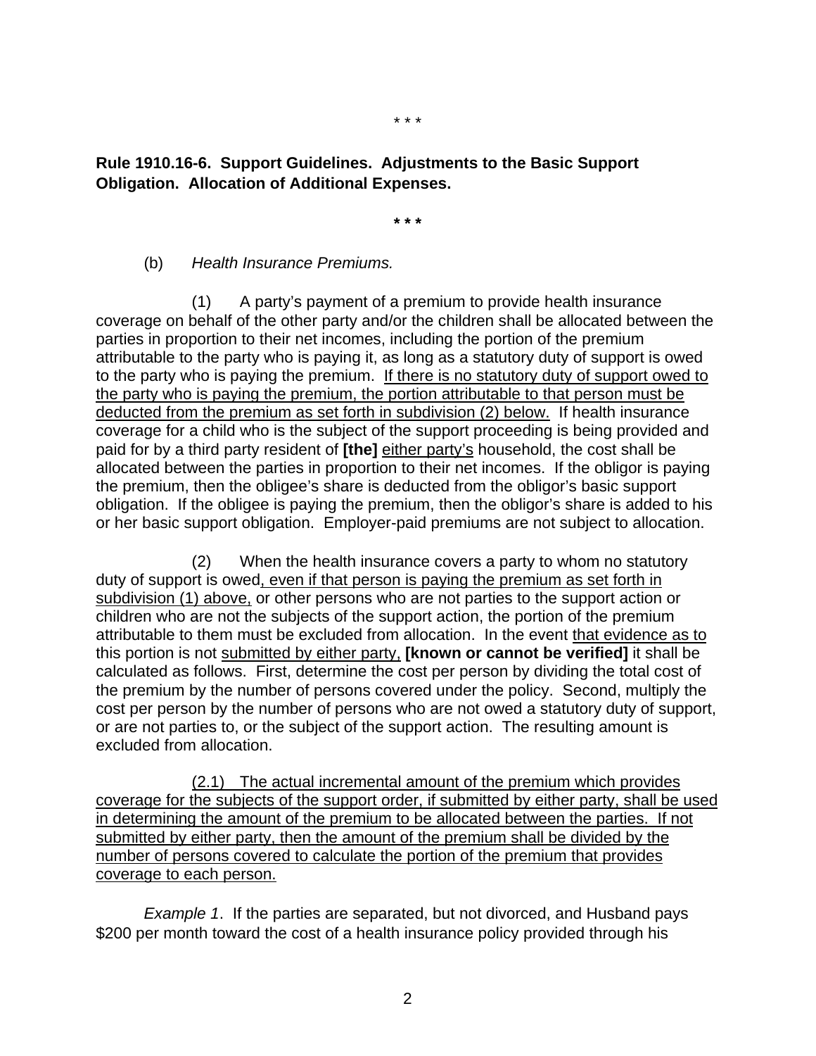\* \* \*

**Rule 1910.16-6. Support Guidelines. Adjustments to the Basic Support Obligation. Allocation of Additional Expenses.**

**\* \* \***

(b) *Health Insurance Premiums.*

(1) A party's payment of a premium to provide health insurance coverage on behalf of the other party and/or the children shall be allocated between the parties in proportion to their net incomes, including the portion of the premium attributable to the party who is paying it, as long as a statutory duty of support is owed to the party who is paying the premium. <u>If there is no statutory duty of support owed to the party who is paying the premium, the portion attributable to that person must be deducted from the premium as set forth in subdivision (2) below.</u> If health insurance coverage for a child who is the subject of the support proceeding is being provided and paid for by a third party resident of **[the]** <u>either party's</u> household, the cost shall be allocated between the parties in proportion to their net incomes. If the obligor is paying the premium, then the obligee's share is deducted from the obligor's basic support obligation. If the obligee is paying the premium, then the obligor's share is added to his or her basic support obligation. Employer-paid premiums are not subject to allocation.

(2) When the health insurance covers a party to whom no statutory duty of support is owed<u>, even if that person is paying the premium as set forth in subdivision (1) above,</u> or other persons who are not parties to the support action or children who are not the subjects of the support action, the portion of the premium attributable to them must be excluded from allocation. In the event <u>that evidence as to</u> this portion is not <u>submitted by either party,</u> **[known or cannot be verified]** it shall be calculated as follows. First, determine the cost per person by dividing the total cost of the premium by the number of persons covered under the policy. Second, multiply the cost per person by the number of persons who are not owed a statutory duty of support, or are not parties to, or the subject of the support action. The resulting amount is excluded from allocation.

<u>(2.1) The actual incremental amount of the premium which provides coverage for the subjects of the support order, if submitted by either party, shall be used in determining the amount of the premium to be allocated between the parties. If not submitted by either party, then the amount of the premium shall be divided by the number of persons covered to calculate the portion of the premium that provides coverage to each person.</u>

*Example 1*. If the parties are separated, but not divorced, and Husband pays $200 per month toward the cost of a health insurance policy provided through his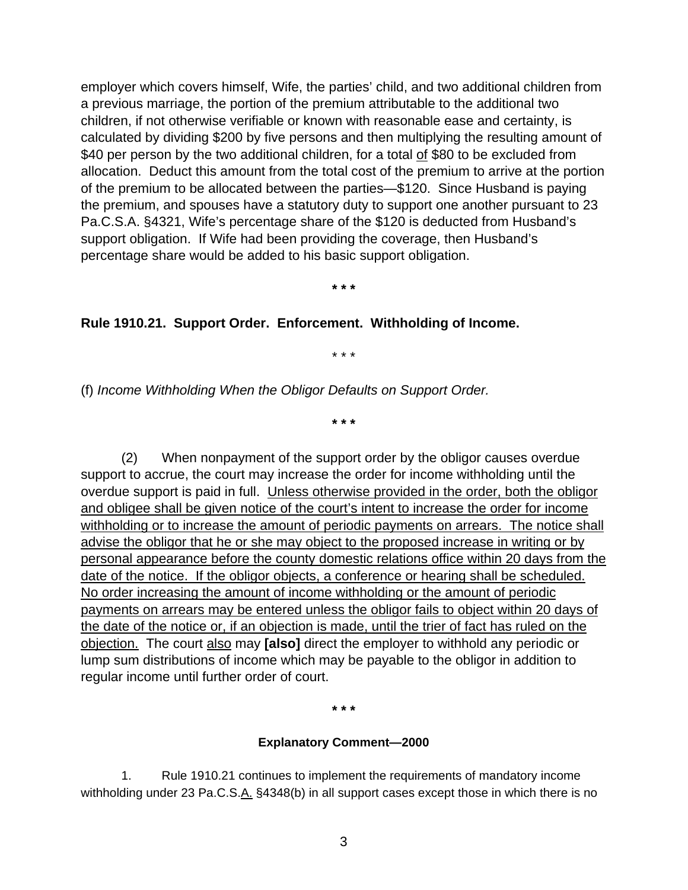employer which covers himself, Wife, the parties' child, and two additional children from a previous marriage, the portion of the premium attributable to the additional two children, if not otherwise verifiable or known with reasonable ease and certainty, is calculated by dividing $200 by five persons and then multiplying the resulting amount of $40 per person by the two additional children, for a total <u>of</u> $80 to be excluded from allocation. Deduct this amount from the total cost of the premium to arrive at the portion of the premium to be allocated between the parties—$120. Since Husband is paying the premium, and spouses have a statutory duty to support one another pursuant to 23 Pa.C.S.A. §4321, Wife's percentage share of the $120 is deducted from Husband's support obligation. If Wife had been providing the coverage, then Husband's percentage share would be added to his basic support obligation.

**\* \* \***

**Rule 1910.21. Support Order. Enforcement. Withholding of Income.**

\* \* \*

(f) *Income Withholding When the Obligor Defaults on Support Order.*

**\* \* \***

(2) When nonpayment of the support order by the obligor causes overdue support to accrue, the court may increase the order for income withholding until the overdue support is paid in full. <u>Unless otherwise provided in the order, both the obligor and obligee shall be given notice of the court's intent to increase the order for income withholding or to increase the amount of periodic payments on arrears. The notice shall advise the obligor that he or she may object to the proposed increase in writing or by personal appearance before the county domestic relations office within 20 days from the date of the notice. If the obligor objects, a conference or hearing shall be scheduled. No order increasing the amount of income withholding or the amount of periodic payments on arrears may be entered unless the obligor fails to object within 20 days of the date of the notice or, if an objection is made, until the trier of fact has ruled on the objection.</u> The court <u>also</u> may **[also]** direct the employer to withhold any periodic or lump sum distributions of income which may be payable to the obligor in addition to regular income until further order of court.

**\* \* \***

**Explanatory Comment—2000**

1. Rule 1910.21 continues to implement the requirements of mandatory income withholding under 23 Pa.C.S.<u>A.</u> §4348(b) in all support cases except those in which there is no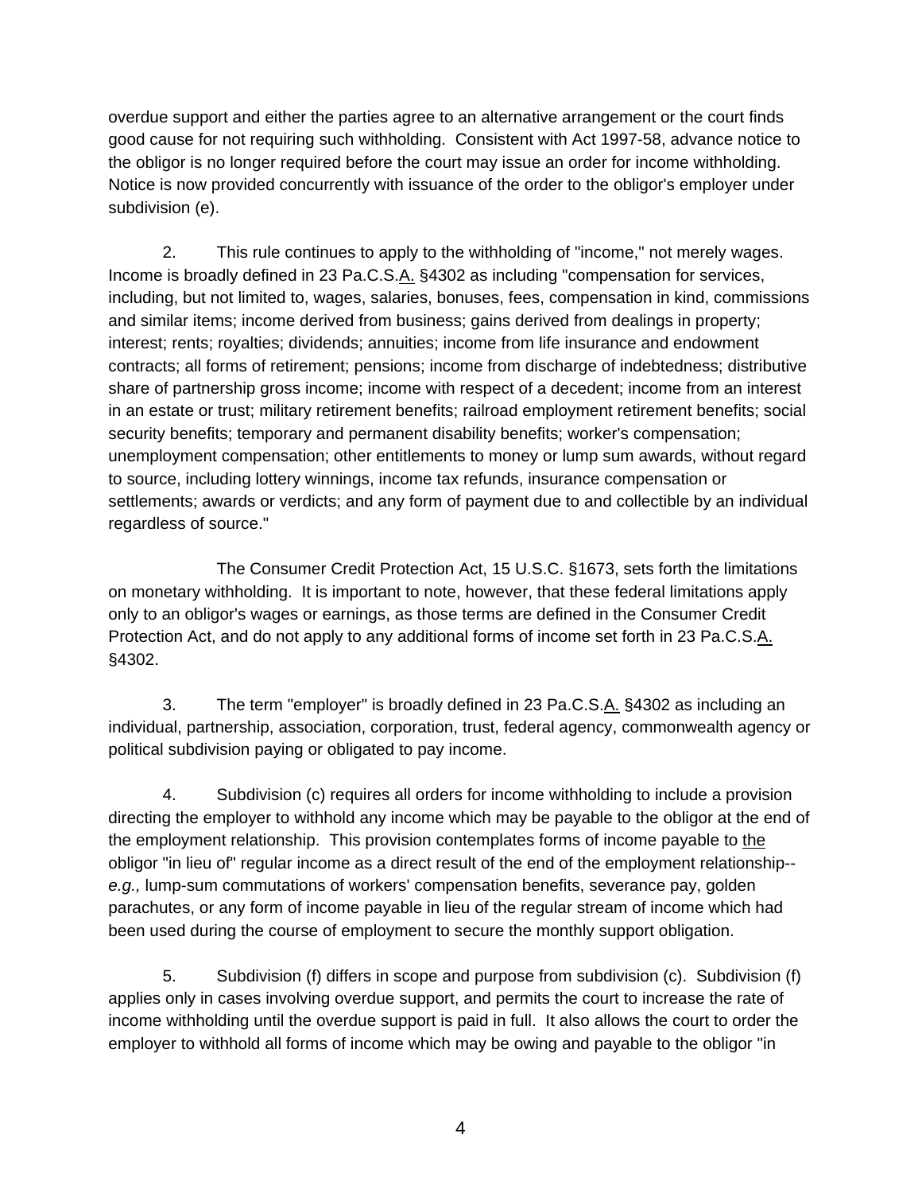overdue support and either the parties agree to an alternative arrangement or the court finds good cause for not requiring such withholding. Consistent with Act 1997-58, advance notice to the obligor is no longer required before the court may issue an order for income withholding. Notice is now provided concurrently with issuance of the order to the obligor's employer under subdivision (e).

2. This rule continues to apply to the withholding of "income," not merely wages. Income is broadly defined in 23 Pa.C.S.A. §4302 as including "compensation for services, including, but not limited to, wages, salaries, bonuses, fees, compensation in kind, commissions and similar items; income derived from business; gains derived from dealings in property; interest; rents; royalties; dividends; annuities; income from life insurance and endowment contracts; all forms of retirement; pensions; income from discharge of indebtedness; distributive share of partnership gross income; income with respect of a decedent; income from an interest in an estate or trust; military retirement benefits; railroad employment retirement benefits; social security benefits; temporary and permanent disability benefits; worker's compensation; unemployment compensation; other entitlements to money or lump sum awards, without regard to source, including lottery winnings, income tax refunds, insurance compensation or settlements; awards or verdicts; and any form of payment due to and collectible by an individual regardless of source."

The Consumer Credit Protection Act, 15 U.S.C. §1673, sets forth the limitations on monetary withholding. It is important to note, however, that these federal limitations apply only to an obligor's wages or earnings, as those terms are defined in the Consumer Credit Protection Act, and do not apply to any additional forms of income set forth in 23 Pa.C.S.A. §4302.

3. The term "employer" is broadly defined in 23 Pa.C.S.A. §4302 as including an individual, partnership, association, corporation, trust, federal agency, commonwealth agency or political subdivision paying or obligated to pay income.

4. Subdivision (c) requires all orders for income withholding to include a provision directing the employer to withhold any income which may be payable to the obligor at the end of the employment relationship. This provision contemplates forms of income payable to the obligor "in lieu of" regular income as a direct result of the end of the employment relationship--*e.g.,* lump-sum commutations of workers' compensation benefits, severance pay, golden parachutes, or any form of income payable in lieu of the regular stream of income which had been used during the course of employment to secure the monthly support obligation.

5. Subdivision (f) differs in scope and purpose from subdivision (c). Subdivision (f) applies only in cases involving overdue support, and permits the court to increase the rate of income withholding until the overdue support is paid in full. It also allows the court to order the employer to withhold all forms of income which may be owing and payable to the obligor "in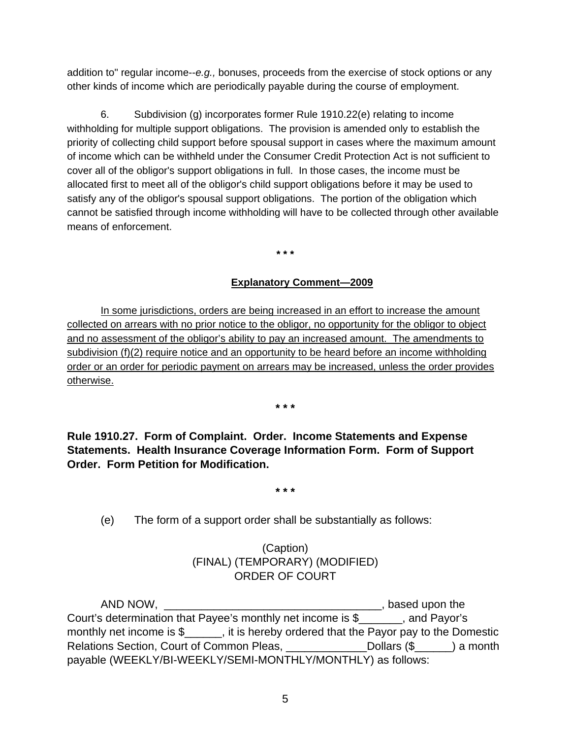addition to" regular income--*e.g.,* bonuses, proceeds from the exercise of stock options or any other kinds of income which are periodically payable during the course of employment.

6. Subdivision (g) incorporates former Rule 1910.22(e) relating to income withholding for multiple support obligations. The provision is amended only to establish the priority of collecting child support before spousal support in cases where the maximum amount of income which can be withheld under the Consumer Credit Protection Act is not sufficient to cover all of the obligor's support obligations in full. In those cases, the income must be allocated first to meet all of the obligor's child support obligations before it may be used to satisfy any of the obligor's spousal support obligations. The portion of the obligation which cannot be satisfied through income withholding will have to be collected through other available means of enforcement.

\* \* \*

**<u>Explanatory Comment—2009</u>**

<u>In some jurisdictions, orders are being increased in an effort to increase the amount collected on arrears with no prior notice to the obligor, no opportunity for the obligor to object and no assessment of the obligor's ability to pay an increased amount. The amendments to subdivision (f)(2) require notice and an opportunity to be heard before an income withholding order or an order for periodic payment on arrears may be increased, unless the order provides otherwise.</u>

\* \* \*

**Rule 1910.27. Form of Complaint. Order. Income Statements and Expense Statements. Health Insurance Coverage Information Form. Form of Support Order. Form Petition for Modification.**

\* \* \*

(e) The form of a support order shall be substantially as follows:

(Caption)
(FINAL) (TEMPORARY) (MODIFIED)
ORDER OF COURT

AND NOW, ___________________________________, based upon the Court's determination that Payee's monthly net income is $_______, and Payor's monthly net income is $______, it is hereby ordered that the Payor pay to the Domestic Relations Section, Court of Common Pleas, _____________Dollars ($______) a month payable (WEEKLY/BI-WEEKLY/SEMI-MONTHLY/MONTHLY) as follows: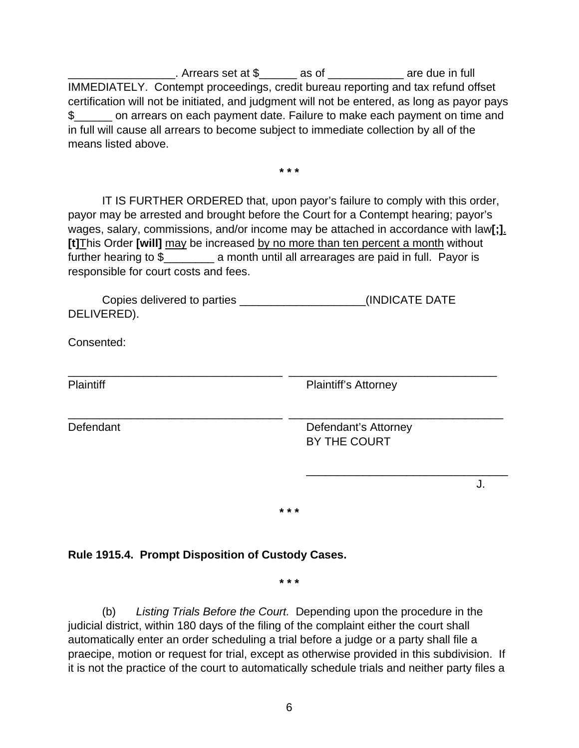_________________. Arrears set at $______ as of ____________ are due in full IMMEDIATELY. Contempt proceedings, credit bureau reporting and tax refund offset certification will not be initiated, and judgment will not be entered, as long as payor pays $______ on arrears on each payment date. Failure to make each payment on time and in full will cause all arrears to become subject to immediate collection by all of the means listed above.

\* \* \*

IT IS FURTHER ORDERED that, upon payor's failure to comply with this order, payor may be arrested and brought before the Court for a Contempt hearing; payor's wages, salary, commissions, and/or income may be attached in accordance with law**[;]**<u>.</u> **[t]**<u>T</u>his Order **[will]** <u>may</u> be increased <u>by no more than ten percent a month</u> without further hearing to $________ a month until all arrearages are paid in full. Payor is responsible for court costs and fees.

Copies delivered to parties ____________________(INDICATE DATE DELIVERED).

Consented:

| | |
|---|---|
| ___________________________________ | ___________________________________ |
| Plaintiff | Plaintiff's Attorney |
| ___________________________________ | ___________________________________ |
| Defendant | Defendant's Attorney |

BY THE COURT

_________________________________
J.

\* \* \*

**Rule 1915.4. Prompt Disposition of Custody Cases.**

\* \* \*

(b) *Listing Trials Before the Court.* Depending upon the procedure in the judicial district, within 180 days of the filing of the complaint either the court shall automatically enter an order scheduling a trial before a judge or a party shall file a praecipe, motion or request for trial, except as otherwise provided in this subdivision. If it is not the practice of the court to automatically schedule trials and neither party files a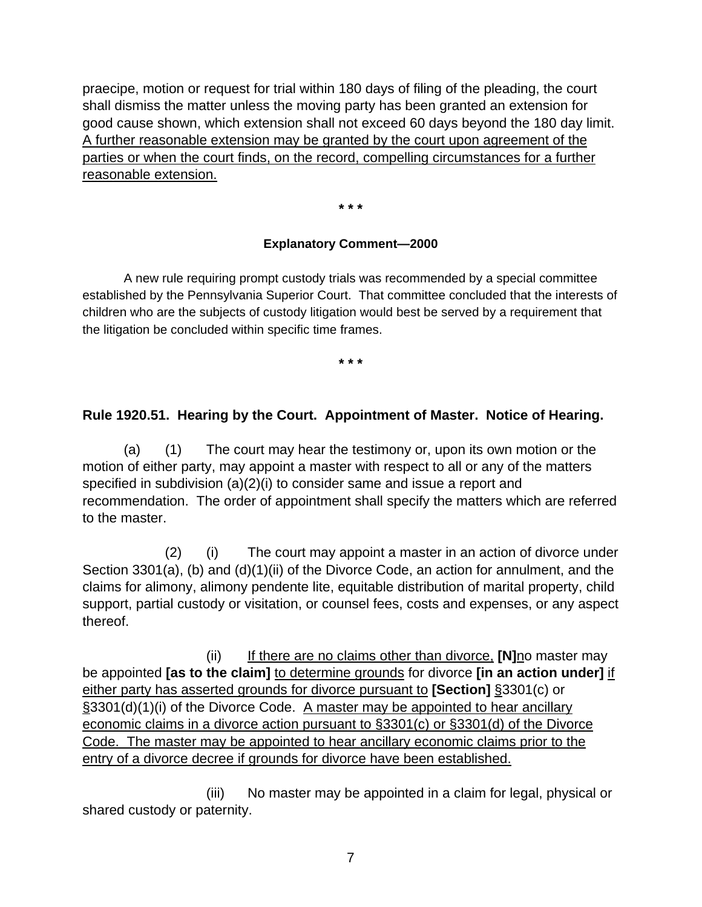praecipe, motion or request for trial within 180 days of filing of the pleading, the court shall dismiss the matter unless the moving party has been granted an extension for good cause shown, which extension shall not exceed 60 days beyond the 180 day limit. <u>A further reasonable extension may be granted by the court upon agreement of the parties or when the court finds, on the record, compelling circumstances for a further reasonable extension.</u>

**\* \* \***

**Explanatory Comment—2000**

A new rule requiring prompt custody trials was recommended by a special committee established by the Pennsylvania Superior Court. That committee concluded that the interests of children who are the subjects of custody litigation would best be served by a requirement that the litigation be concluded within specific time frames.

**\* \* \***

**Rule 1920.51. Hearing by the Court. Appointment of Master. Notice of Hearing.**

(a) (1) The court may hear the testimony or, upon its own motion or the motion of either party, may appoint a master with respect to all or any of the matters specified in subdivision (a)(2)(i) to consider same and issue a report and recommendation. The order of appointment shall specify the matters which are referred to the master.

(2) (i) The court may appoint a master in an action of divorce under Section 3301(a), (b) and (d)(1)(ii) of the Divorce Code, an action for annulment, and the claims for alimony, alimony pendente lite, equitable distribution of marital property, child support, partial custody or visitation, or counsel fees, costs and expenses, or any aspect thereof.

(ii) <u>If there are no claims other than divorce,</u> **[N]**<u>n</u>o master may be appointed **[as to the claim]** <u>to determine grounds</u> for divorce **[in an action under]** <u>if either party has asserted grounds for divorce pursuant to</u> **[Section]** <u>§</u>3301(c) or <u>§</u>3301(d)(1)(i) of the Divorce Code. <u>A master may be appointed to hear ancillary economic claims in a divorce action pursuant to §3301(c) or §3301(d) of the Divorce Code. The master may be appointed to hear ancillary economic claims prior to the entry of a divorce decree if grounds for divorce have been established.</u>

(iii) No master may be appointed in a claim for legal, physical or shared custody or paternity.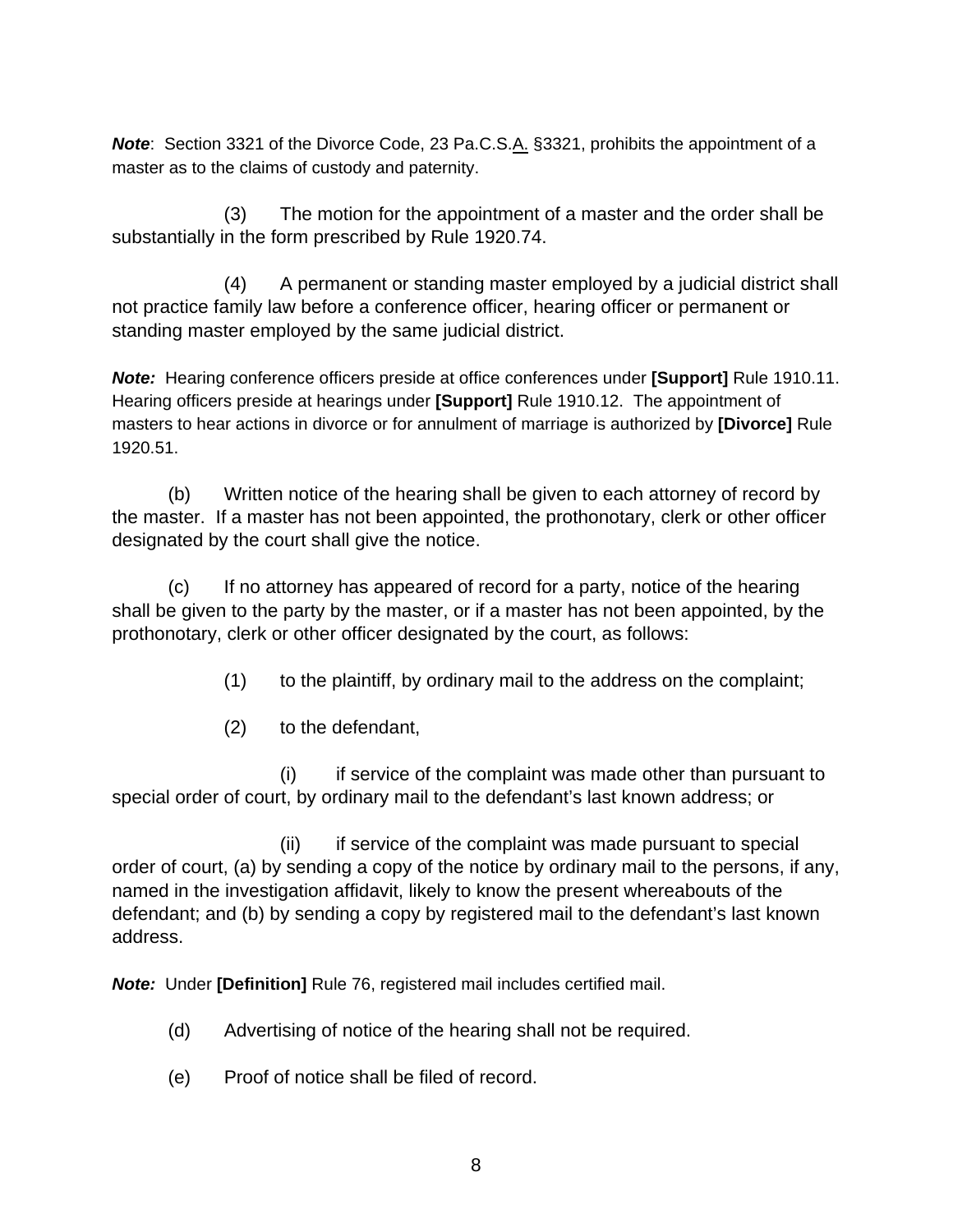***Note***: Section 3321 of the Divorce Code, 23 Pa.C.S.A. §3321, prohibits the appointment of a master as to the claims of custody and paternity.

(3) The motion for the appointment of a master and the order shall be substantially in the form prescribed by Rule 1920.74.

(4) A permanent or standing master employed by a judicial district shall not practice family law before a conference officer, hearing officer or permanent or standing master employed by the same judicial district.

***Note:*** Hearing conference officers preside at office conferences under **[Support]** Rule 1910.11. Hearing officers preside at hearings under **[Support]** Rule 1910.12. The appointment of masters to hear actions in divorce or for annulment of marriage is authorized by **[Divorce]** Rule 1920.51.

(b) Written notice of the hearing shall be given to each attorney of record by the master. If a master has not been appointed, the prothonotary, clerk or other officer designated by the court shall give the notice.

(c) If no attorney has appeared of record for a party, notice of the hearing shall be given to the party by the master, or if a master has not been appointed, by the prothonotary, clerk or other officer designated by the court, as follows:

(1) to the plaintiff, by ordinary mail to the address on the complaint;

(2) to the defendant,

(i) if service of the complaint was made other than pursuant to special order of court, by ordinary mail to the defendant's last known address; or

(ii) if service of the complaint was made pursuant to special order of court, (a) by sending a copy of the notice by ordinary mail to the persons, if any, named in the investigation affidavit, likely to know the present whereabouts of the defendant; and (b) by sending a copy by registered mail to the defendant's last known address.

***Note:*** Under **[Definition]** Rule 76, registered mail includes certified mail.

(d) Advertising of notice of the hearing shall not be required.

(e) Proof of notice shall be filed of record.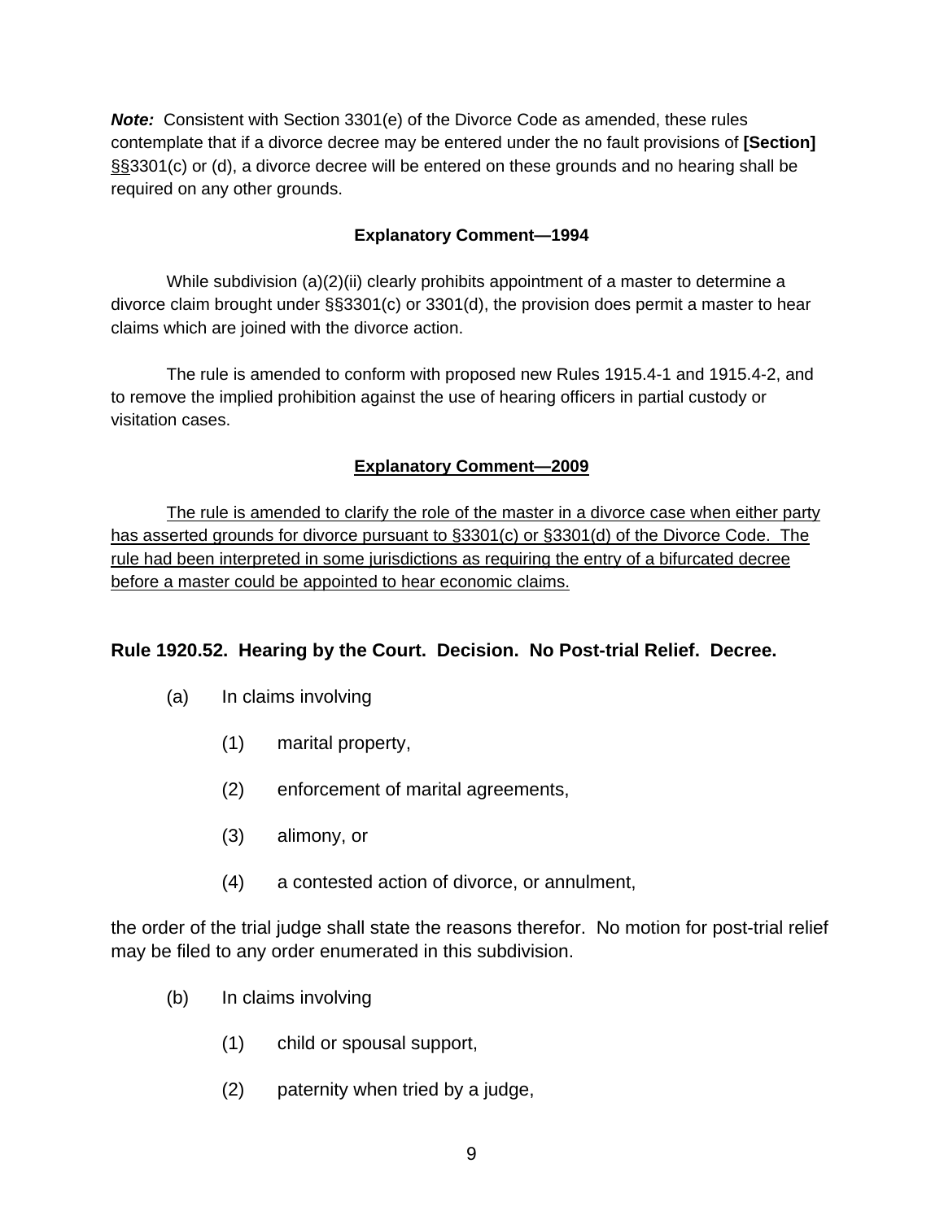***Note:*** Consistent with Section 3301(e) of the Divorce Code as amended, these rules contemplate that if a divorce decree may be entered under the no fault provisions of **[Section]** <u>§§</u>3301(c) or (d), a divorce decree will be entered on these grounds and no hearing shall be required on any other grounds.

**Explanatory Comment—1994**

While subdivision (a)(2)(ii) clearly prohibits appointment of a master to determine a divorce claim brought under §§3301(c) or 3301(d), the provision does permit a master to hear claims which are joined with the divorce action.

The rule is amended to conform with proposed new Rules 1915.4-1 and 1915.4-2, and to remove the implied prohibition against the use of hearing officers in partial custody or visitation cases.

<u>**Explanatory Comment—2009**</u>

<u>The rule is amended to clarify the role of the master in a divorce case when either party has asserted grounds for divorce pursuant to §3301(c) or §3301(d) of the Divorce Code. The rule had been interpreted in some jurisdictions as requiring the entry of a bifurcated decree before a master could be appointed to hear economic claims.</u>

### Rule 1920.52. Hearing by the Court. Decision. No Post-trial Relief. Decree.

(a) In claims involving

(1) marital property,

(2) enforcement of marital agreements,

(3) alimony, or

(4) a contested action of divorce, or annulment,

the order of the trial judge shall state the reasons therefor. No motion for post-trial relief may be filed to any order enumerated in this subdivision.

(b) In claims involving

(1) child or spousal support,

(2) paternity when tried by a judge,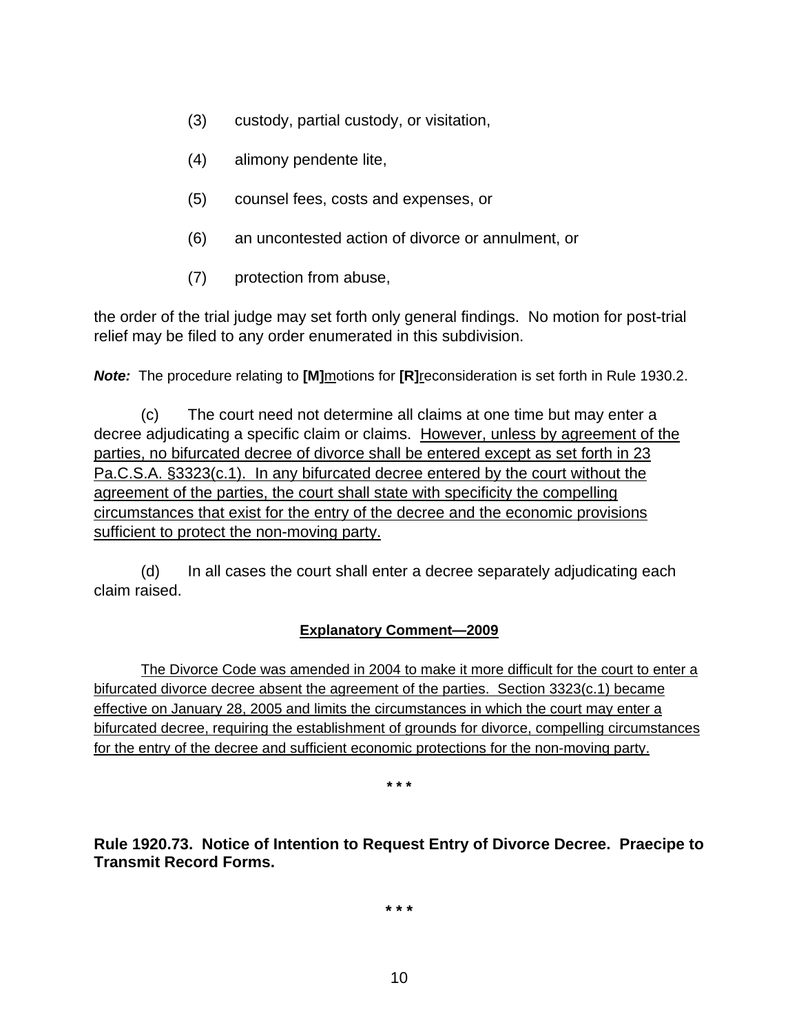(3) custody, partial custody, or visitation,

(4) alimony pendente lite,

(5) counsel fees, costs and expenses, or

(6) an uncontested action of divorce or annulment, or

(7) protection from abuse,

the order of the trial judge may set forth only general findings. No motion for post-trial relief may be filed to any order enumerated in this subdivision.

***Note:*** The procedure relating to **[M]**<u>m</u>otions for **[R]**<u>r</u>econsideration is set forth in Rule 1930.2.

(c) The court need not determine all claims at one time but may enter a decree adjudicating a specific claim or claims. <u>However, unless by agreement of the parties, no bifurcated decree of divorce shall be entered except as set forth in 23 Pa.C.S.A. §3323(c.1). In any bifurcated decree entered by the court without the agreement of the parties, the court shall state with specificity the compelling circumstances that exist for the entry of the decree and the economic provisions sufficient to protect the non-moving party.</u>

(d) In all cases the court shall enter a decree separately adjudicating each claim raised.

**<u>Explanatory Comment—2009</u>**

<u>The Divorce Code was amended in 2004 to make it more difficult for the court to enter a bifurcated divorce decree absent the agreement of the parties. Section 3323(c.1) became effective on January 28, 2005 and limits the circumstances in which the court may enter a bifurcated decree, requiring the establishment of grounds for divorce, compelling circumstances for the entry of the decree and sufficient economic protections for the non-moving party.</u>

\* \* \*

**Rule 1920.73. Notice of Intention to Request Entry of Divorce Decree. Praecipe to Transmit Record Forms.**

\* \* \*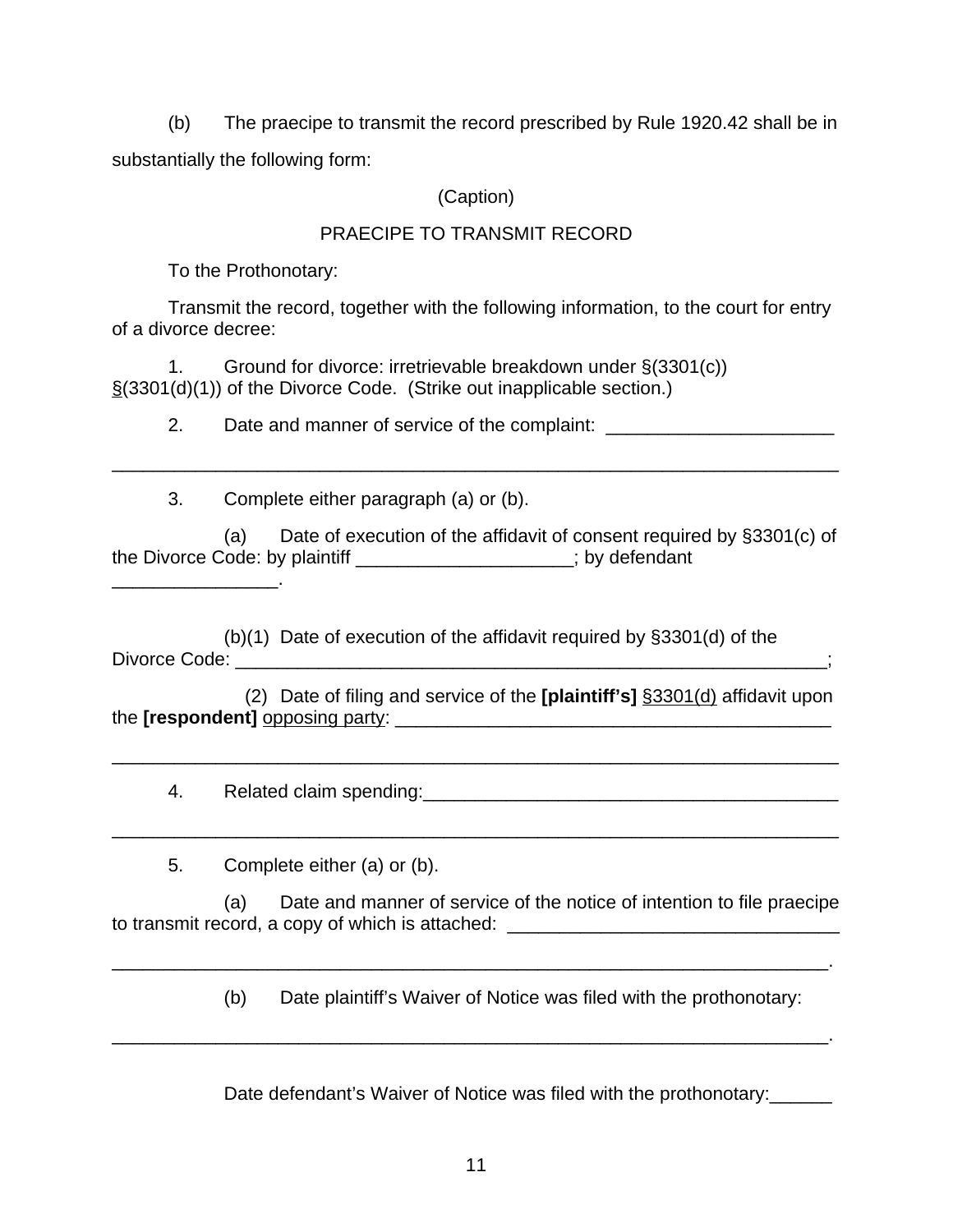(b) The praecipe to transmit the record prescribed by Rule 1920.42 shall be in substantially the following form:

(Caption)

PRAECIPE TO TRANSMIT RECORD

To the Prothonotary:

Transmit the record, together with the following information, to the court for entry of a divorce decree:

1. Ground for divorce: irretrievable breakdown under §(3301(c)) §(3301(d)(1)) of the Divorce Code. (Strike out inapplicable section.)

2. Date and manner of service of the complaint: ______________________

________________________________________________________________________

3. Complete either paragraph (a) or (b).

(a) Date of execution of the affidavit of consent required by §3301(c) of the Divorce Code: by plaintiff ____________________; by defendant ________________.

(b)(1) Date of execution of the affidavit required by §3301(d) of the Divorce Code: __________________________________________________________;

(2) Date of filing and service of the **[plaintiff's]** §3301(d) affidavit upon the **[respondent]** opposing party: ___________________________________________

________________________________________________________________________

4. Related claim spending:_________________________________________

________________________________________________________________________

5. Complete either (a) or (b).

(a) Date and manner of service of the notice of intention to file praecipe to transmit record, a copy of which is attached: ________________________________

_______________________________________________________________________.

(b) Date plaintiff's Waiver of Notice was filed with the prothonotary:

_______________________________________________________________________.

Date defendant's Waiver of Notice was filed with the prothonotary:______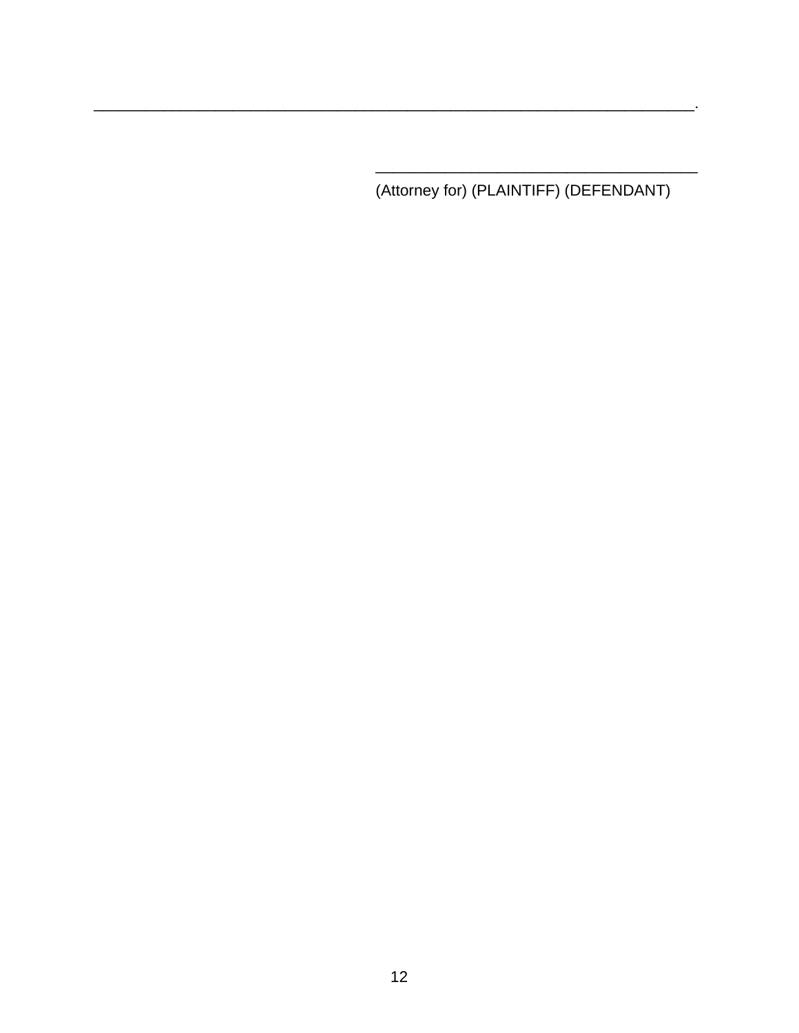\_\_\_\_\_\_\_\_\_\_\_\_\_\_\_\_\_\_\_\_\_\_\_\_\_\_\_\_\_\_\_\_\_\_\_\_\_\_\_\_\_\_\_\_\_\_\_\_\_\_\_\_\_\_\_\_\_\_\_\_\_\_\_\_\_\_\_\_.

\_\_\_\_\_\_\_\_\_\_\_\_\_\_\_\_\_\_\_\_\_\_\_\_\_\_\_\_\_\_\_\_\_\_\_\_\_\_\_\_

(Attorney for) (PLAINTIFF) (DEFENDANT)